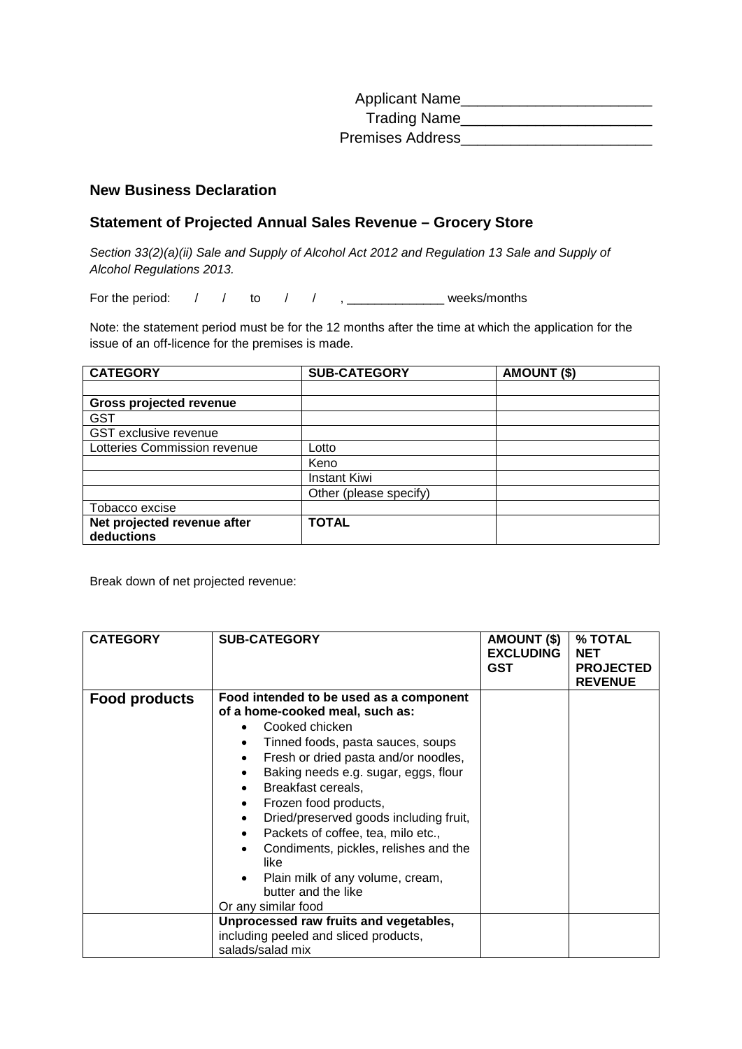Applicant Name_______________________

Trading Name_______________________

Premises Address_______________________

## New Business Declaration

## Statement of Projected Annual Sales Revenue – Grocery Store

*Section 33(2)(a)(ii) Sale and Supply of Alcohol Act 2012 and Regulation 13 Sale and Supply of Alcohol Regulations 2013.*

For the period: / / to / / , ______________ weeks/months

Note: the statement period must be for the 12 months after the time at which the application for the issue of an off-licence for the premises is made.

| CATEGORY | SUB-CATEGORY | AMOUNT ($) |
|---|---|---|
| | | |
| **Gross projected revenue** | | |
| GST | | |
| GST exclusive revenue | | |
| Lotteries Commission revenue | Lotto | |
| | Keno | |
| | Instant Kiwi | |
| | Other (please specify) | |
| Tobacco excise | | |
| **Net projected revenue after deductions** | **TOTAL** | |

Break down of net projected revenue:

| CATEGORY | SUB-CATEGORY | AMOUNT ($) EXCLUDING GST | % TOTAL NET PROJECTED REVENUE |
|---|---|---|---|
| **Food products** | **Food intended to be used as a component of a home-cooked meal, such as:**<br>• Cooked chicken<br>• Tinned foods, pasta sauces, soups<br>• Fresh or dried pasta and/or noodles,<br>• Baking needs e.g. sugar, eggs, flour<br>• Breakfast cereals,<br>• Frozen food products,<br>• Dried/preserved goods including fruit,<br>• Packets of coffee, tea, milo etc.,<br>• Condiments, pickles, relishes and the like<br>• Plain milk of any volume, cream, butter and the like<br>Or any similar food | | |
| | **Unprocessed raw fruits and vegetables,** including peeled and sliced products, salads/salad mix | | |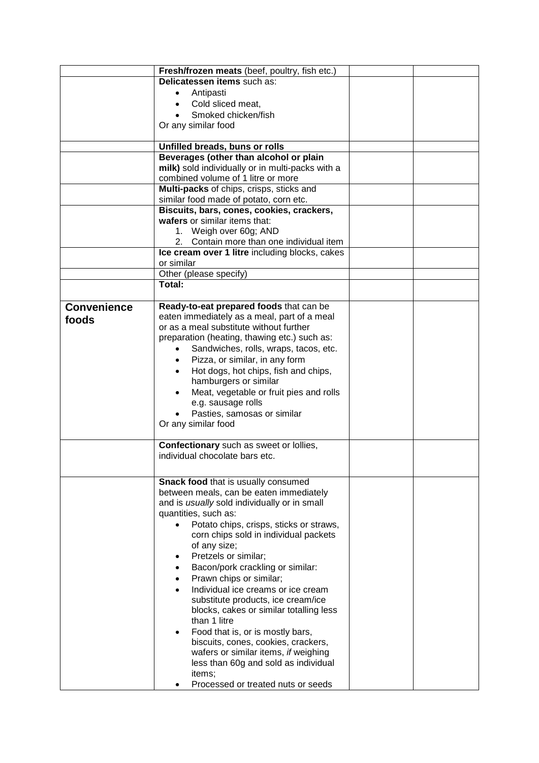| | | | |
|---|---|---|---|
| | **Fresh/frozen meats** (beef, poultry, fish etc.) | | |
| | **Delicatessen items** such as:<br>• Antipasti<br>• Cold sliced meat,<br>• Smoked chicken/fish<br>Or any similar food | | |
| | **Unfilled breads, buns or rolls** | | |
| | **Beverages (other than alcohol or plain milk)** sold individually or in multi-packs with a combined volume of 1 litre or more | | |
| | **Multi-packs** of chips, crisps, sticks and similar food made of potato, corn etc. | | |
| | **Biscuits, bars, cones, cookies, crackers, wafers** or similar items that:<br>1. Weigh over 60g; AND<br>2. Contain more than one individual item | | |
| | **Ice cream over 1 litre** including blocks, cakes or similar | | |
| | Other (please specify) | | |
| | **Total:** | | |
| **Convenience foods** | **Ready-to-eat prepared foods** that can be eaten immediately as a meal, part of a meal or as a meal substitute without further preparation (heating, thawing etc.) such as:<br>• Sandwiches, rolls, wraps, tacos, etc.<br>• Pizza, or similar, in any form<br>• Hot dogs, hot chips, fish and chips, hamburgers or similar<br>• Meat, vegetable or fruit pies and rolls e.g. sausage rolls<br>• Pasties, samosas or similar<br>Or any similar food | | |
| | **Confectionary** such as sweet or lollies, individual chocolate bars etc. | | |
| | **Snack food** that is usually consumed between meals, can be eaten immediately and is *usually* sold individually or in small quantities, such as:<br>• Potato chips, crisps, sticks or straws, corn chips sold in individual packets of any size;<br>• Pretzels or similar;<br>• Bacon/pork crackling or similar:<br>• Prawn chips or similar;<br>• Individual ice creams or ice cream substitute products, ice cream/ice blocks, cakes or similar totalling less than 1 litre<br>• Food that is, or is mostly bars, biscuits, cones, cookies, crackers, wafers or similar items, *if* weighing less than 60g and sold as individual items;<br>• Processed or treated nuts or seeds | | |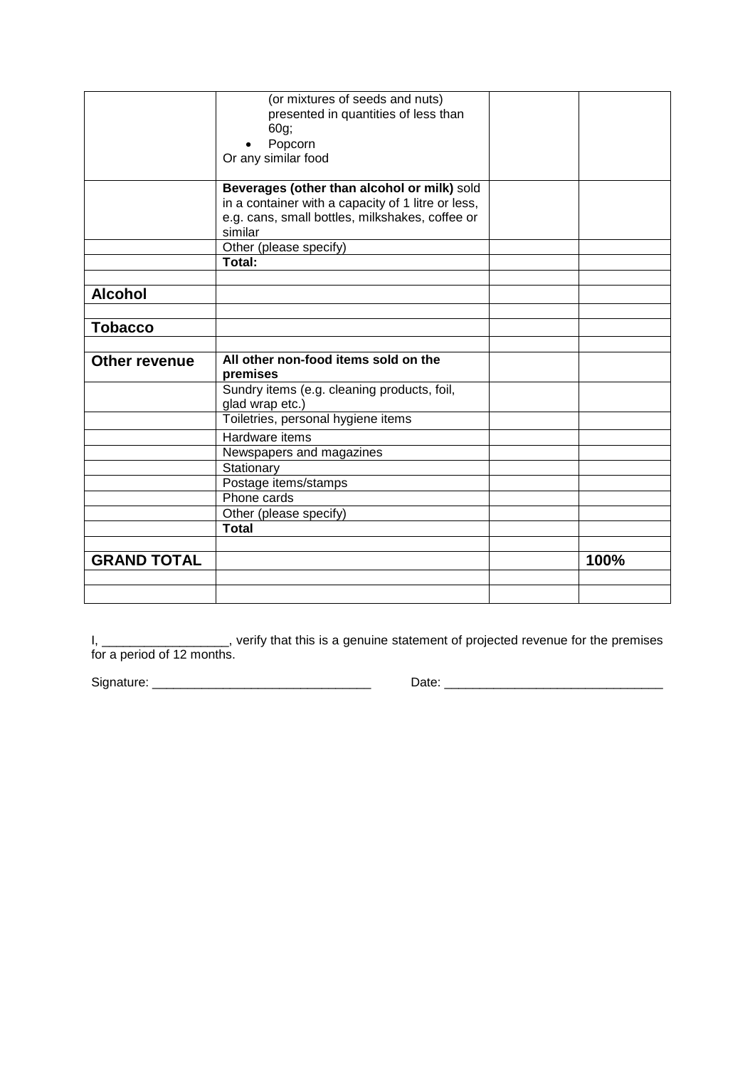| | | | |
|---|---|---|---|
| | (or mixtures of seeds and nuts) presented in quantities of less than 60g;<br>• Popcorn<br>Or any similar food | | |
| | **Beverages (other than alcohol or milk)** sold in a container with a capacity of 1 litre or less, e.g. cans, small bottles, milkshakes, coffee or similar | | |
| | Other (please specify) | | |
| | **Total:** | | |
| | | | |
| **Alcohol** | | | |
| | | | |
| **Tobacco** | | | |
| | | | |
| **Other revenue** | **All other non-food items sold on the premises** | | |
| | Sundry items (e.g. cleaning products, foil, glad wrap etc.) | | |
| | Toiletries, personal hygiene items | | |
| | Hardware items | | |
| | Newspapers and magazines | | |
| | Stationary | | |
| | Postage items/stamps | | |
| | Phone cards | | |
| | Other (please specify) | | |
| | **Total** | | |
| | | | |
| **GRAND TOTAL** | | | **100%** |
| | | | |
| | | | |

I, _________________, verify that this is a genuine statement of projected revenue for the premises for a period of 12 months.

Signature: _______________________________ Date: _______________________________